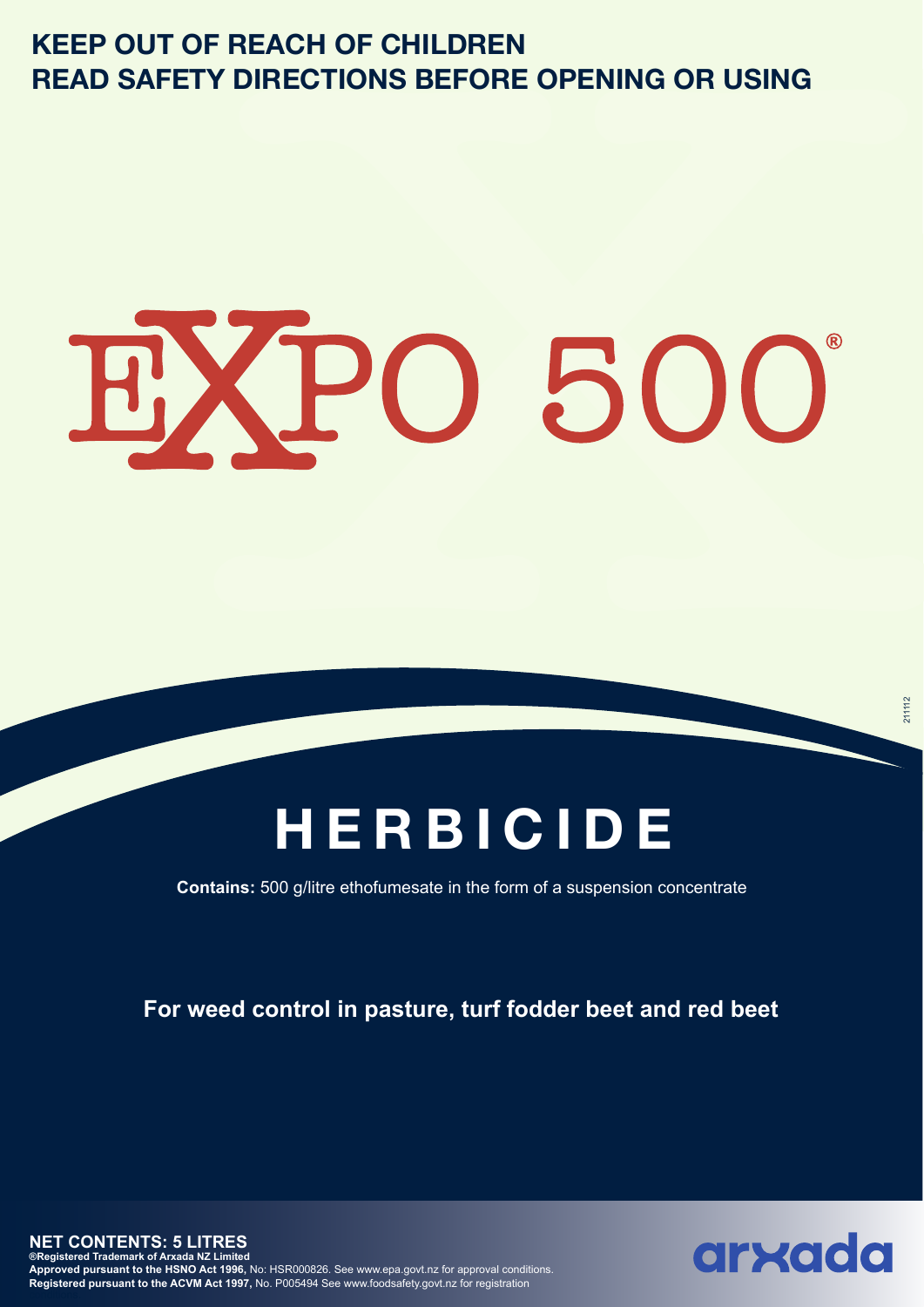**KEEP OUT OF REACH OF CHILDREN**
**READ SAFETY DIRECTIONS BEFORE OPENING OR USING**

# EXPO 500®

## HERBICIDE

**Contains:** 500 g/litre ethofumesate in the form of a suspension concentrate

**For weed control in pasture, turf fodder beet and red beet**

211112

**NET CONTENTS: 5 LITRES**
**®Registered Trademark of Arxada NZ Limited**
**Approved pursuant to the HSNO Act 1996,** No: HSR000826. See www.epa.govt.nz for approval conditions.
**Registered pursuant to the ACVM Act 1997,** No. P005494 See www.foodsafety.govt.nz for registration

arxada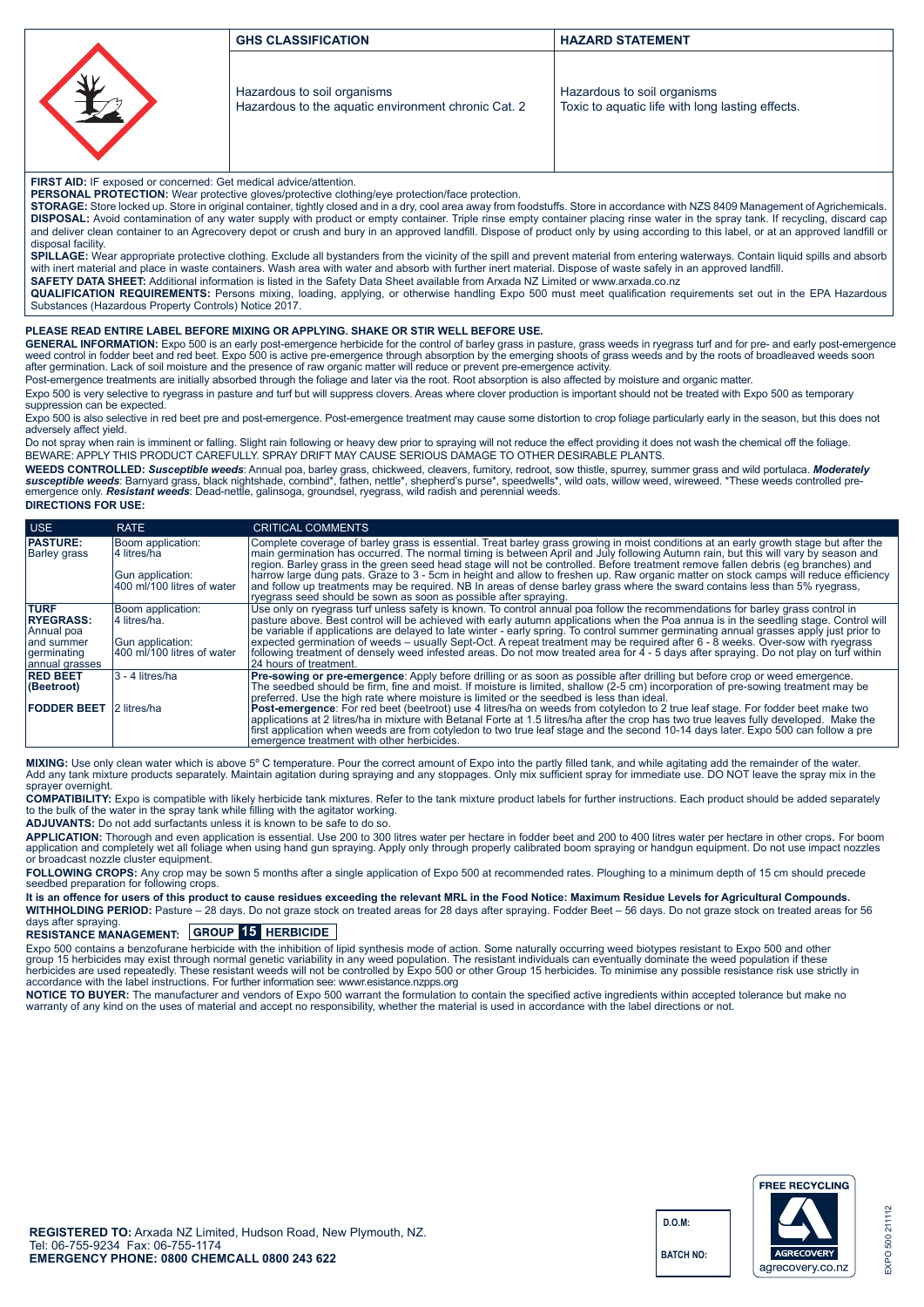| | GHS CLASSIFICATION | HAZARD STATEMENT |
|---|---|---|
| | Hazardous to soil organisms<br>Hazardous to the aquatic environment chronic Cat. 2 | Hazardous to soil organisms<br>Toxic to aquatic life with long lasting effects. |

**FIRST AID:** IF exposed or concerned: Get medical advice/attention.

**PERSONAL PROTECTION:** Wear protective gloves/protective clothing/eye protection/face protection.

**STORAGE:** Store locked up. Store in original container, tightly closed and in a dry, cool area away from foodstuffs. Store in accordance with NZS 8409 Management of Agrichemicals.

**DISPOSAL:** Avoid contamination of any water supply with product or empty container. Triple rinse empty container placing rinse water in the spray tank. If recycling, discard cap and deliver clean container to an Agrecovery depot or crush and bury in an approved landfill. Dispose of product only by using according to this label, or at an approved landfill or disposal facility.

**SPILLAGE:** Wear appropriate protective clothing. Exclude all bystanders from the vicinity of the spill and prevent material from entering waterways. Contain liquid spills and absorb with inert material and place in waste containers. Wash area with water and absorb with further inert material. Dispose of waste safely in an approved landfill.

**SAFETY DATA SHEET:** Additional information is listed in the Safety Data Sheet available from Arxada NZ Limited or www.arxada.co.nz

**QUALIFICATION REQUIREMENTS:** Persons mixing, loading, applying, or otherwise handling Expo 500 must meet qualification requirements set out in the EPA Hazardous Substances (Hazardous Property Controls) Notice 2017.

**PLEASE READ ENTIRE LABEL BEFORE MIXING OR APPLYING. SHAKE OR STIR WELL BEFORE USE.**

**GENERAL INFORMATION:** Expo 500 is an early post-emergence herbicide for the control of barley grass in pasture, grass weeds in ryegrass turf and for pre- and early post-emergence weed control in fodder beet and red beet. Expo 500 is active pre-emergence through absorption by the emerging shoots of grass weeds and by the roots of broadleaved weeds soon after germination. Lack of soil moisture and the presence of raw organic matter will reduce or prevent pre-emergence activity.

Post-emergence treatments are initially absorbed through the foliage and later via the root. Root absorption is also affected by moisture and organic matter.

Expo 500 is very selective to ryegrass in pasture and turf but will suppress clovers. Areas where clover production is important should not be treated with Expo 500 as temporary suppression can be expected.

Expo 500 is also selective in red beet pre and post-emergence. Post-emergence treatment may cause some distortion to crop foliage particularly early in the season, but this does not adversely affect yield.

Do not spray when rain is imminent or falling. Slight rain following or heavy dew prior to spraying will not reduce the effect providing it does not wash the chemical off the foliage.

BEWARE: APPLY THIS PRODUCT CAREFULLY. SPRAY DRIFT MAY CAUSE SERIOUS DAMAGE TO OTHER DESIRABLE PLANTS.

**WEEDS CONTROLLED:** ***Susceptible weeds***: Annual poa, barley grass, chickweed, cleavers, fumitory, redroot, sow thistle, spurrey, summer grass and wild portulaca. ***Moderately susceptible weeds***: Barnyard grass, black nightshade, cornbind*, fathen, nettle*, shepherd's purse*, speedwells*, wild oats, willow weed, wireweed. *These weeds controlled pre-emergence only. ***Resistant weeds***: Dead-nettle, galinsoga, groundsel, ryegrass, wild radish and perennial weeds.

**DIRECTIONS FOR USE:**

| USE | RATE | CRITICAL COMMENTS |
|---|---|---|
| **PASTURE:** Barley grass | Boom application: 4 litres/ha<br><br>Gun application: 400 ml/100 litres of water | Complete coverage of barley grass is essential. Treat barley grass growing in moist conditions at an early growth stage but after the main germination has occurred. The normal timing is between April and July following Autumn rain, but this will vary by season and region. Barley grass in the green seed head stage will not be controlled. Before treatment remove fallen debris (eg branches) and harrow large dung pats. Graze to 3 - 5cm in height and allow to freshen up. Raw organic matter on stock camps will reduce efficiency and follow up treatments may be required. NB In areas of dense barley grass where the sward contains less than 5% ryegrass, ryegrass seed should be sown as soon as possible after spraying. |
| **TURF RYEGRASS:** Annual poa and summer germinating annual grasses | Boom application: 4 litres/ha.<br><br>Gun application: 400 ml/100 litres of water | Use only on ryegrass turf unless safety is known. To control annual poa follow the recommendations for barley grass control in pasture above. Best control will be achieved with early autumn applications when the Poa annua is in the seedling stage. Control will be variable if applications are delayed to late winter - early spring. To control summer germinating annual grasses apply just prior to expected germination of weeds – usually Sept-Oct. A repeat treatment may be required after 6 - 8 weeks. Over-sow with ryegrass following treatment of densely weed infested areas. Do not mow treated area for 4 - 5 days after spraying. Do not play on turf within 24 hours of treatment. |
| **RED BEET (Beetroot)**<br><br>**FODDER BEET** | 3 - 4 litres/ha<br><br><br>2 litres/ha | **Pre-sowing or pre-emergence**: Apply before drilling or as soon as possible after drilling but before crop or weed emergence. The seedbed should be firm, fine and moist. If moisture is limited, shallow (2-5 cm) incorporation of pre-sowing treatment may be preferred. Use the high rate where moisture is limited or the seedbed is less than ideal.<br>**Post-emergence**: For red beet (beetroot) use 4 litres/ha on weeds from cotyledon to 2 true leaf stage. For fodder beet make two applications at 2 litres/ha in mixture with Betanal Forte at 1.5 litres/ha after the crop has two true leaves fully developed. Make the first application when weeds are from cotyledon to two true leaf stage and the second 10-14 days later. Expo 500 can follow a pre emergence treatment with other herbicides. |

**MIXING:** Use only clean water which is above 5° C temperature. Pour the correct amount of Expo into the partly filled tank, and while agitating add the remainder of the water. Add any tank mixture products separately. Maintain agitation during spraying and any stoppages. Only mix sufficient spray for immediate use. DO NOT leave the spray mix in the sprayer overnight.

**COMPATIBILITY:** Expo is compatible with likely herbicide tank mixtures. Refer to the tank mixture product labels for further instructions. Each product should be added separately to the bulk of the water in the spray tank while filling with the agitator working.

**ADJUVANTS:** Do not add surfactants unless it is known to be safe to do so.

**APPLICATION:** Thorough and even application is essential. Use 200 to 300 litres water per hectare in fodder beet and 200 to 400 litres water per hectare in other crops. For boom application and completely wet all foliage when using hand gun spraying. Apply only through properly calibrated boom spraying or handgun equipment. Do not use impact nozzles or broadcast nozzle cluster equipment.

**FOLLOWING CROPS:** Any crop may be sown 5 months after a single application of Expo 500 at recommended rates. Ploughing to a minimum depth of 15 cm should precede seedbed preparation for following crops.

**It is an offence for users of this product to cause residues exceeding the relevant MRL in the Food Notice: Maximum Residue Levels for Agricultural Compounds.**

**WITHHOLDING PERIOD:** Pasture – 28 days. Do not graze stock on treated areas for 28 days after spraying. Fodder Beet – 56 days. Do not graze stock on treated areas for 56 days after spraying.

**RESISTANCE MANAGEMENT:** **GROUP 15 HERBICIDE**

Expo 500 contains a benzofurane herbicide with the inhibition of lipid synthesis mode of action. Some naturally occurring weed biotypes resistant to Expo 500 and other group 15 herbicides may exist through normal genetic variability in any weed population. The resistant individuals can eventually dominate the weed population if these herbicides are used repeatedly. These resistant weeds will not be controlled by Expo 500 or other Group 15 herbicides. To minimise any possible resistance risk use strictly in accordance with the label instructions. For further information see: wwwr.esistance.nzpps.org

**NOTICE TO BUYER:** The manufacturer and vendors of Expo 500 warrant the formulation to contain the specified active ingredients within accepted tolerance but make no warranty of any kind on the uses of material and accept no responsibility, whether the material is used in accordance with the label directions or not.

**REGISTERED TO:** Arxada NZ Limited, Hudson Road, New Plymouth, NZ.
Tel: 06-755-9234 Fax: 06-755-1174
**EMERGENCY PHONE: 0800 CHEMCALL 0800 243 622**

D.O.M:

BATCH NO:

FREE RECYCLING
AGRECOVERY
agrecovery.co.nz

EXPO 500 211112